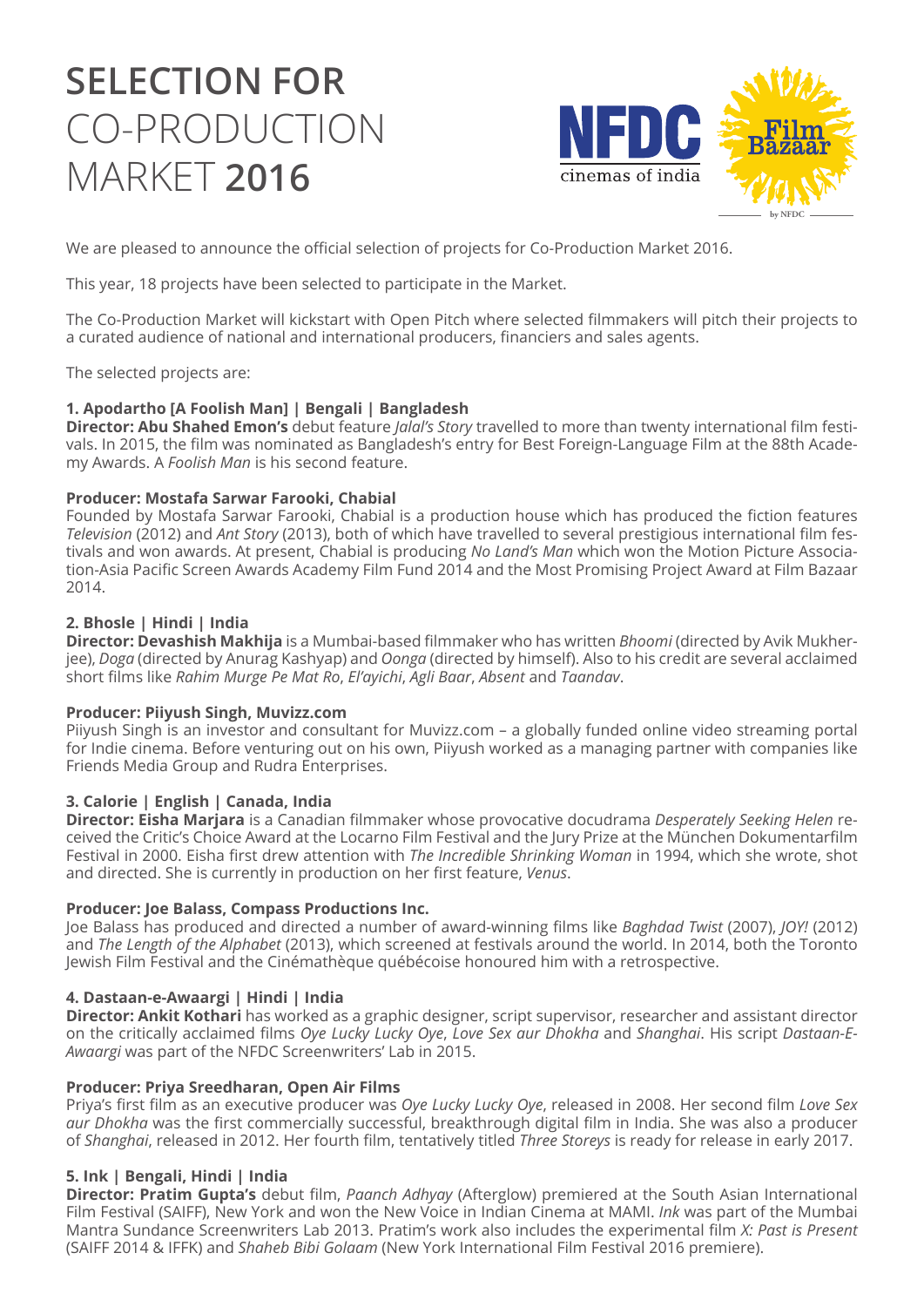# SELECTION FOR CO-PRODUCTION MARKET 2016

We are pleased to announce the official selection of projects for Co-Production Market 2016.

This year, 18 projects have been selected to participate in the Market.

The Co-Production Market will kickstart with Open Pitch where selected filmmakers will pitch their projects to a curated audience of national and international producers, financiers and sales agents.

The selected projects are:

### 1. Apodartho [A Foolish Man] | Bengali | Bangladesh

**Director: Abu Shahed Emon's** debut feature *Jalal's Story* travelled to more than twenty international film festivals. In 2015, the film was nominated as Bangladesh's entry for Best Foreign-Language Film at the 88th Academy Awards. A *Foolish Man* is his second feature.

**Producer: Mostafa Sarwar Farooki, Chabial**

Founded by Mostafa Sarwar Farooki, Chabial is a production house which has produced the fiction features *Television* (2012) and *Ant Story* (2013), both of which have travelled to several prestigious international film festivals and won awards. At present, Chabial is producing *No Land's Man* which won the Motion Picture Association-Asia Pacific Screen Awards Academy Film Fund 2014 and the Most Promising Project Award at Film Bazaar 2014.

### 2. Bhosle | Hindi | India

**Director: Devashish Makhija** is a Mumbai-based filmmaker who has written *Bhoomi* (directed by Avik Mukherjee), *Doga* (directed by Anurag Kashyap) and *Oonga* (directed by himself). Also to his credit are several acclaimed short films like *Rahim Murge Pe Mat Ro*, *El'ayichi*, *Agli Baar*, *Absent* and *Taandav*.

**Producer: Piiyush Singh, Muvizz.com**

Piiyush Singh is an investor and consultant for Muvizz.com – a globally funded online video streaming portal for Indie cinema. Before venturing out on his own, Piiyush worked as a managing partner with companies like Friends Media Group and Rudra Enterprises.

### 3. Calorie | English | Canada, India

**Director: Eisha Marjara** is a Canadian filmmaker whose provocative docudrama *Desperately Seeking Helen* received the Critic's Choice Award at the Locarno Film Festival and the Jury Prize at the München Dokumentarfilm Festival in 2000. Eisha first drew attention with *The Incredible Shrinking Woman* in 1994, which she wrote, shot and directed. She is currently in production on her first feature, *Venus*.

**Producer: Joe Balass, Compass Productions Inc.**

Joe Balass has produced and directed a number of award-winning films like *Baghdad Twist* (2007), *JOY!* (2012) and *The Length of the Alphabet* (2013), which screened at festivals around the world. In 2014, both the Toronto Jewish Film Festival and the Cinémathèque québécoise honoured him with a retrospective.

### 4. Dastaan-e-Awaargi | Hindi | India

**Director: Ankit Kothari** has worked as a graphic designer, script supervisor, researcher and assistant director on the critically acclaimed films *Oye Lucky Lucky Oye*, *Love Sex aur Dhokha* and *Shanghai*. His script *Dastaan-E-Awaargi* was part of the NFDC Screenwriters' Lab in 2015.

**Producer: Priya Sreedharan, Open Air Films**

Priya's first film as an executive producer was *Oye Lucky Lucky Oye*, released in 2008. Her second film *Love Sex aur Dhokha* was the first commercially successful, breakthrough digital film in India. She was also a producer of *Shanghai*, released in 2012. Her fourth film, tentatively titled *Three Storeys* is ready for release in early 2017.

### 5. Ink | Bengali, Hindi | India

**Director: Pratim Gupta's** debut film, *Paanch Adhyay* (Afterglow) premiered at the South Asian International Film Festival (SAIFF), New York and won the New Voice in Indian Cinema at MAMI. *Ink* was part of the Mumbai Mantra Sundance Screenwriters Lab 2013. Pratim's work also includes the experimental film *X: Past is Present* (SAIFF 2014 & IFFK) and *Shaheb Bibi Golaam* (New York International Film Festival 2016 premiere).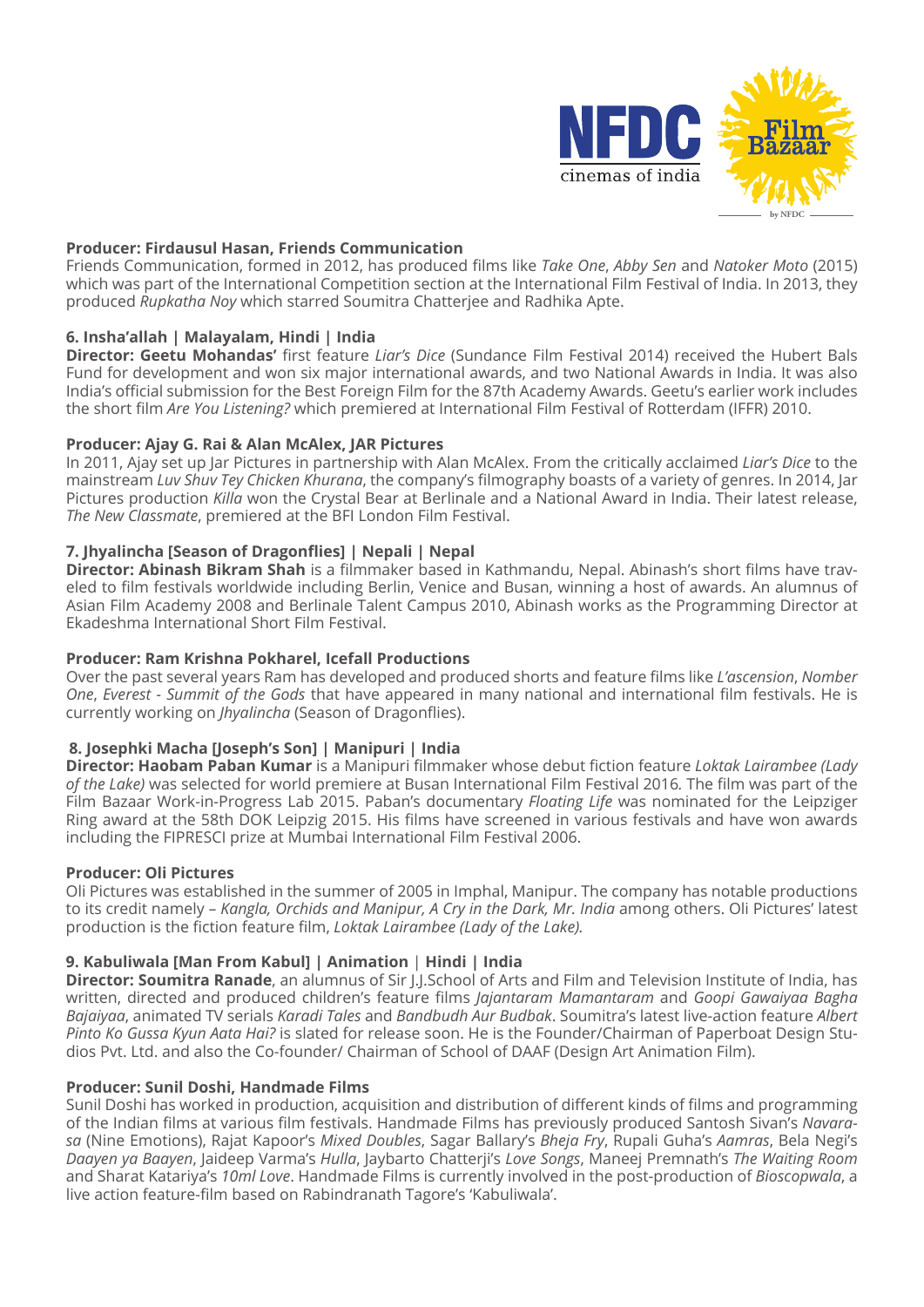**Producer: Firdausul Hasan, Friends Communication**
Friends Communication, formed in 2012, has produced films like *Take One*, *Abby Sen* and *Natoker Moto* (2015) which was part of the International Competition section at the International Film Festival of India. In 2013, they produced *Rupkatha Noy* which starred Soumitra Chatterjee and Radhika Apte.

**6. Insha'allah | Malayalam, Hindi | India**
**Director: Geetu Mohandas'** first feature *Liar's Dice* (Sundance Film Festival 2014) received the Hubert Bals Fund for development and won six major international awards, and two National Awards in India. It was also India's official submission for the Best Foreign Film for the 87th Academy Awards. Geetu's earlier work includes the short film *Are You Listening?* which premiered at International Film Festival of Rotterdam (IFFR) 2010.

**Producer: Ajay G. Rai & Alan McAlex, JAR Pictures**
In 2011, Ajay set up Jar Pictures in partnership with Alan McAlex. From the critically acclaimed *Liar's Dice* to the mainstream *Luv Shuv Tey Chicken Khurana*, the company's filmography boasts of a variety of genres. In 2014, Jar Pictures production *Killa* won the Crystal Bear at Berlinale and a National Award in India. Their latest release, *The New Classmate*, premiered at the BFI London Film Festival.

**7. Jhyalincha [Season of Dragonflies] | Nepali | Nepal**
**Director: Abinash Bikram Shah** is a filmmaker based in Kathmandu, Nepal. Abinash's short films have traveled to film festivals worldwide including Berlin, Venice and Busan, winning a host of awards. An alumnus of Asian Film Academy 2008 and Berlinale Talent Campus 2010, Abinash works as the Programming Director at Ekadeshma International Short Film Festival.

**Producer: Ram Krishna Pokharel, Icefall Productions**
Over the past several years Ram has developed and produced shorts and feature films like *L'ascension*, *Number One*, *Everest - Summit of the Gods* that have appeared in many national and international film festivals. He is currently working on *Jhyalincha* (Season of Dragonflies).

**8. Josephki Macha [Joseph's Son] | Manipuri | India**
**Director: Haobam Paban Kumar** is a Manipuri filmmaker whose debut fiction feature *Loktak Lairambee (Lady of the Lake)* was selected for world premiere at Busan International Film Festival 2016. The film was part of the Film Bazaar Work-in-Progress Lab 2015. Paban's documentary *Floating Life* was nominated for the Leipziger Ring award at the 58th DOK Leipzig 2015. His films have screened in various festivals and have won awards including the FIPRESCI prize at Mumbai International Film Festival 2006.

**Producer: Oli Pictures**
Oli Pictures was established in the summer of 2005 in Imphal, Manipur. The company has notable productions to its credit namely – *Kangla, Orchids and Manipur, A Cry in the Dark, Mr. India* among others. Oli Pictures' latest production is the fiction feature film, *Loktak Lairambee (Lady of the Lake).*

**9. Kabuliwala [Man From Kabul] | Animation | Hindi | India**
**Director: Soumitra Ranade**, an alumnus of Sir J.J.School of Arts and Film and Television Institute of India, has written, directed and produced children's feature films *Jajantaram Mamantaram* and *Goopi Gawaiyaa Bagha Bajaiyaa*, animated TV serials *Karadi Tales* and *Bandbudh Aur Budbak*. Soumitra's latest live-action feature *Albert Pinto Ko Gussa Kyun Aata Hai?* is slated for release soon. He is the Founder/Chairman of Paperboat Design Studios Pvt. Ltd. and also the Co-founder/ Chairman of School of DAAF (Design Art Animation Film).

**Producer: Sunil Doshi, Handmade Films**
Sunil Doshi has worked in production, acquisition and distribution of different kinds of films and programming of the Indian films at various film festivals. Handmade Films has previously produced Santosh Sivan's *Navarasa* (Nine Emotions), Rajat Kapoor's *Mixed Doubles*, Sagar Ballary's *Bheja Fry*, Rupali Guha's *Aamras*, Bela Negi's *Daayen ya Baayen*, Jaideep Varma's *Hulla*, Jaybarto Chatterji's *Love Songs*, Maneej Premnath's *The Waiting Room* and Sharat Katariya's *10ml Love*. Handmade Films is currently involved in the post-production of *Bioscopwala*, a live action feature-film based on Rabindranath Tagore's 'Kabuliwala'.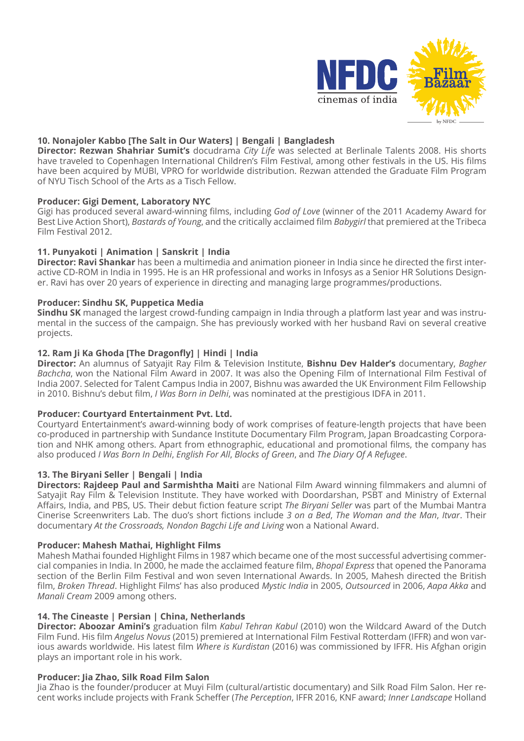### 10. Nonajoler Kabbo [The Salt in Our Waters] | Bengali | Bangladesh

**Director: Rezwan Shahriar Sumit's** docudrama *City Life* was selected at Berlinale Talents 2008. His shorts have traveled to Copenhagen International Children's Film Festival, among other festivals in the US. His films have been acquired by MUBI, VPRO for worldwide distribution. Rezwan attended the Graduate Film Program of NYU Tisch School of the Arts as a Tisch Fellow.

**Producer: Gigi Dement, Laboratory NYC**
Gigi has produced several award-winning films, including *God of Love* (winner of the 2011 Academy Award for Best Live Action Short), *Bastards of Young*, and the critically acclaimed film *Babygirl* that premiered at the Tribeca Film Festival 2012.

### 11. Punyakoti | Animation | Sanskrit | India

**Director: Ravi Shankar** has been a multimedia and animation pioneer in India since he directed the first interactive CD-ROM in India in 1995. He is an HR professional and works in Infosys as a Senior HR Solutions Designer. Ravi has over 20 years of experience in directing and managing large programmes/productions.

**Producer: Sindhu SK, Puppetica Media**
**Sindhu SK** managed the largest crowd-funding campaign in India through a platform last year and was instrumental in the success of the campaign. She has previously worked with her husband Ravi on several creative projects.

### 12. Ram Ji Ka Ghoda [The Dragonfly] | Hindi | India

**Director:** An alumnus of Satyajit Ray Film & Television Institute, **Bishnu Dev Halder's** documentary, *Bagher Bachcha*, won the National Film Award in 2007. It was also the Opening Film of International Film Festival of India 2007. Selected for Talent Campus India in 2007, Bishnu was awarded the UK Environment Film Fellowship in 2010. Bishnu's debut film, *I Was Born in Delhi*, was nominated at the prestigious IDFA in 2011.

**Producer: Courtyard Entertainment Pvt. Ltd.**
Courtyard Entertainment's award-winning body of work comprises of feature-length projects that have been co-produced in partnership with Sundance Institute Documentary Film Program, Japan Broadcasting Corporation and NHK among others. Apart from ethnographic, educational and promotional films, the company has also produced *I Was Born In Delhi*, *English For All*, *Blocks of Green*, and *The Diary Of A Refugee*.

### 13. The Biryani Seller | Bengali | India

**Directors: Rajdeep Paul and Sarmishtha Maiti** are National Film Award winning filmmakers and alumni of Satyajit Ray Film & Television Institute. They have worked with Doordarshan, PSBT and Ministry of External Affairs, India, and PBS, US. Their debut fiction feature script *The Biryani Seller* was part of the Mumbai Mantra Cinerise Screenwriters Lab. The duo's short fictions include *3 on a Bed*, *The Woman and the Man*, *Itvar*. Their documentary *At the Crossroads, Nondon Bagchi Life and Living* won a National Award.

**Producer: Mahesh Mathai, Highlight Films**
Mahesh Mathai founded Highlight Films in 1987 which became one of the most successful advertising commercial companies in India. In 2000, he made the acclaimed feature film, *Bhopal Express* that opened the Panorama section of the Berlin Film Festival and won seven International Awards. In 2005, Mahesh directed the British film, *Broken Thread*. Highlight Films' has also produced *Mystic India* in 2005, *Outsourced* in 2006, *Aapa Akka* and *Manali Cream* 2009 among others.

### 14. The Cineaste | Persian | China, Netherlands

**Director: Aboozar Amini's** graduation film *Kabul Tehran Kabul* (2010) won the Wildcard Award of the Dutch Film Fund. His film *Angelus Novus* (2015) premiered at International Film Festival Rotterdam (IFFR) and won various awards worldwide. His latest film *Where is Kurdistan* (2016) was commissioned by IFFR. His Afghan origin plays an important role in his work.

**Producer: Jia Zhao, Silk Road Film Salon**
Jia Zhao is the founder/producer at Muyi Film (cultural/artistic documentary) and Silk Road Film Salon. Her recent works include projects with Frank Scheffer (*The Perception*, IFFR 2016, KNF award; *Inner Landscape* Holland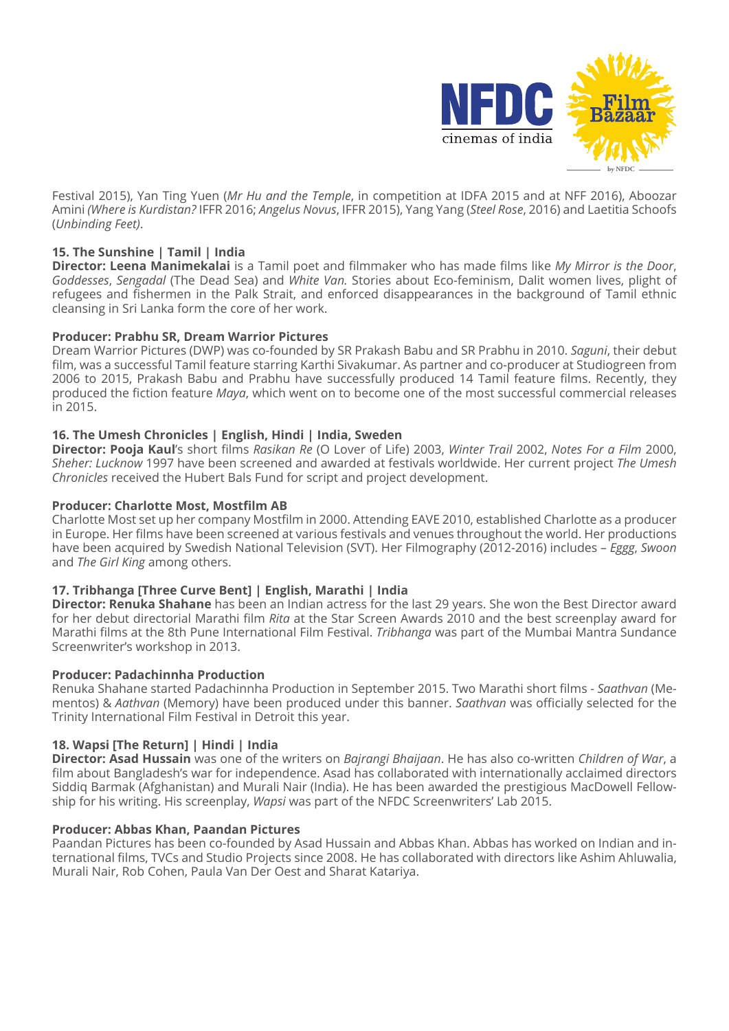Festival 2015), Yan Ting Yuen (*Mr Hu and the Temple*, in competition at IDFA 2015 and at NFF 2016), Aboozar Amini *(Where is Kurdistan?* IFFR 2016; *Angelus Novus*, IFFR 2015), Yang Yang (*Steel Rose*, 2016) and Laetitia Schoofs (*Unbinding Feet)*.

**15. The Sunshine | Tamil | India**
**Director: Leena Manimekalai** is a Tamil poet and filmmaker who has made films like *My Mirror is the Door*, *Goddesses*, *Sengadal* (The Dead Sea) and *White Van.* Stories about Eco-feminism, Dalit women lives, plight of refugees and fishermen in the Palk Strait, and enforced disappearances in the background of Tamil ethnic cleansing in Sri Lanka form the core of her work.

**Producer: Prabhu SR, Dream Warrior Pictures**
Dream Warrior Pictures (DWP) was co-founded by SR Prakash Babu and SR Prabhu in 2010. *Saguni*, their debut film, was a successful Tamil feature starring Karthi Sivakumar. As partner and co-producer at Studiogreen from 2006 to 2015, Prakash Babu and Prabhu have successfully produced 14 Tamil feature films. Recently, they produced the fiction feature *Maya*, which went on to become one of the most successful commercial releases in 2015.

**16. The Umesh Chronicles | English, Hindi | India, Sweden**
**Director: Pooja Kaul**'s short films *Rasikan Re* (O Lover of Life) 2003, *Winter Trail* 2002, *Notes For a Film* 2000, *Sheher: Lucknow* 1997 have been screened and awarded at festivals worldwide. Her current project *The Umesh Chronicles* received the Hubert Bals Fund for script and project development.

**Producer: Charlotte Most, Mostfilm AB**
Charlotte Most set up her company Mostfilm in 2000. Attending EAVE 2010, established Charlotte as a producer in Europe. Her films have been screened at various festivals and venues throughout the world. Her productions have been acquired by Swedish National Television (SVT). Her Filmography (2012-2016) includes – *Eggg*, *Swoon* and *The Girl King* among others.

**17. Tribhanga [Three Curve Bent] | English, Marathi | India**
**Director: Renuka Shahane** has been an Indian actress for the last 29 years. She won the Best Director award for her debut directorial Marathi film *Rita* at the Star Screen Awards 2010 and the best screenplay award for Marathi films at the 8th Pune International Film Festival. *Tribhanga* was part of the Mumbai Mantra Sundance Screenwriter's workshop in 2013.

**Producer: Padachinnha Production**
Renuka Shahane started Padachinnha Production in September 2015. Two Marathi short films - *Saathvan* (Mementos) & *Aathvan* (Memory) have been produced under this banner. *Saathvan* was officially selected for the Trinity International Film Festival in Detroit this year.

**18. Wapsi [The Return] | Hindi | India**
**Director: Asad Hussain** was one of the writers on *Bajrangi Bhaijaan*. He has also co-written *Children of War*, a film about Bangladesh's war for independence. Asad has collaborated with internationally acclaimed directors Siddiq Barmak (Afghanistan) and Murali Nair (India). He has been awarded the prestigious MacDowell Fellowship for his writing. His screenplay, *Wapsi* was part of the NFDC Screenwriters' Lab 2015.

**Producer: Abbas Khan, Paandan Pictures**
Paandan Pictures has been co-founded by Asad Hussain and Abbas Khan. Abbas has worked on Indian and international films, TVCs and Studio Projects since 2008. He has collaborated with directors like Ashim Ahluwalia, Murali Nair, Rob Cohen, Paula Van Der Oest and Sharat Katariya.